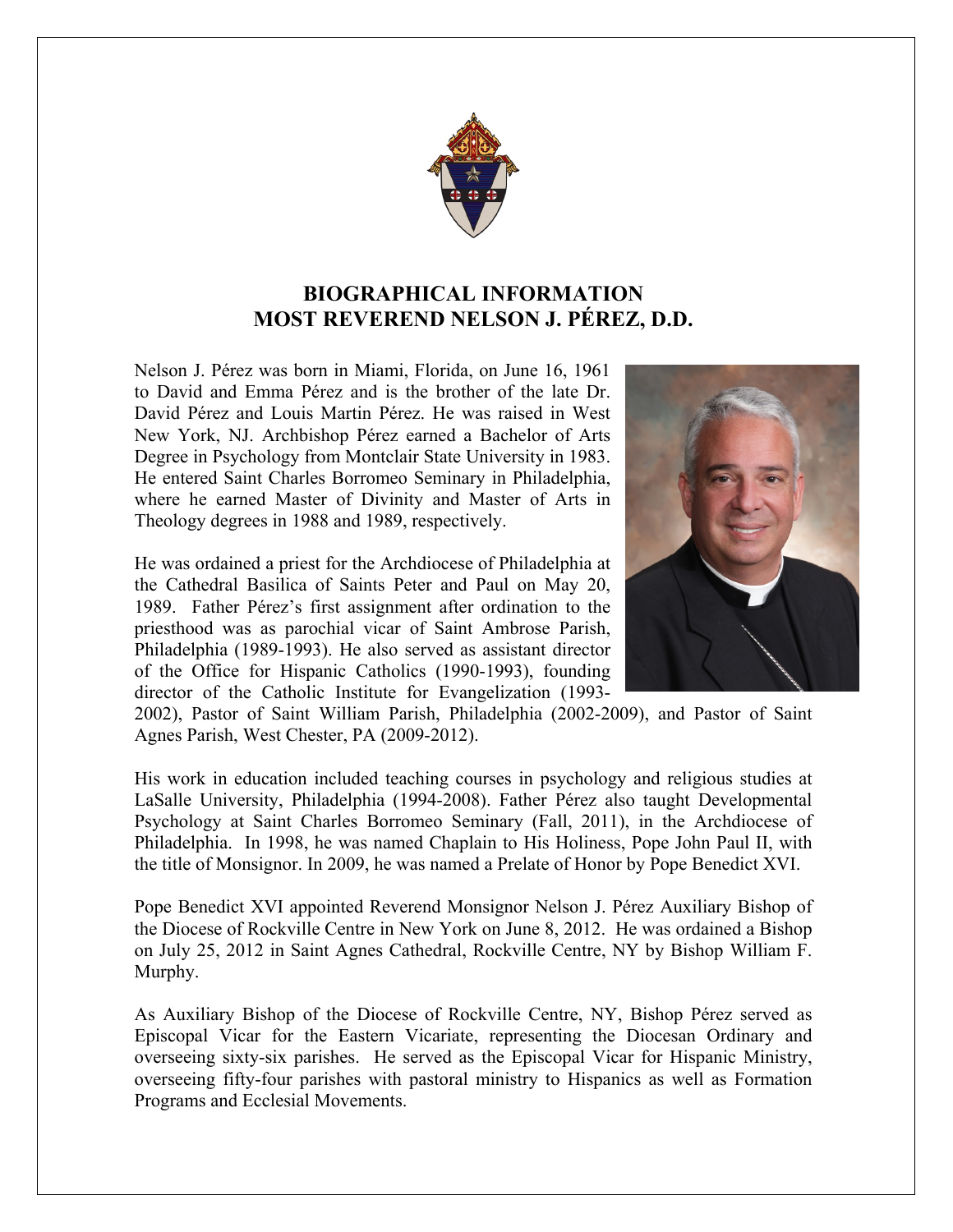# BIOGRAPHICAL INFORMATION
# MOST REVEREND NELSON J. PÉREZ, D.D.

Nelson J. Pérez was born in Miami, Florida, on June 16, 1961 to David and Emma Pérez and is the brother of the late Dr. David Pérez and Louis Martin Pérez. He was raised in West New York, NJ. Archbishop Pérez earned a Bachelor of Arts Degree in Psychology from Montclair State University in 1983. He entered Saint Charles Borromeo Seminary in Philadelphia, where he earned Master of Divinity and Master of Arts in Theology degrees in 1988 and 1989, respectively.

He was ordained a priest for the Archdiocese of Philadelphia at the Cathedral Basilica of Saints Peter and Paul on May 20, 1989. Father Pérez's first assignment after ordination to the priesthood was as parochial vicar of Saint Ambrose Parish, Philadelphia (1989-1993). He also served as assistant director of the Office for Hispanic Catholics (1990-1993), founding director of the Catholic Institute for Evangelization (1993-2002), Pastor of Saint William Parish, Philadelphia (2002-2009), and Pastor of Saint Agnes Parish, West Chester, PA (2009-2012).

His work in education included teaching courses in psychology and religious studies at LaSalle University, Philadelphia (1994-2008). Father Pérez also taught Developmental Psychology at Saint Charles Borromeo Seminary (Fall, 2011), in the Archdiocese of Philadelphia. In 1998, he was named Chaplain to His Holiness, Pope John Paul II, with the title of Monsignor. In 2009, he was named a Prelate of Honor by Pope Benedict XVI.

Pope Benedict XVI appointed Reverend Monsignor Nelson J. Pérez Auxiliary Bishop of the Diocese of Rockville Centre in New York on June 8, 2012. He was ordained a Bishop on July 25, 2012 in Saint Agnes Cathedral, Rockville Centre, NY by Bishop William F. Murphy.

As Auxiliary Bishop of the Diocese of Rockville Centre, NY, Bishop Pérez served as Episcopal Vicar for the Eastern Vicariate, representing the Diocesan Ordinary and overseeing sixty-six parishes. He served as the Episcopal Vicar for Hispanic Ministry, overseeing fifty-four parishes with pastoral ministry to Hispanics as well as Formation Programs and Ecclesial Movements.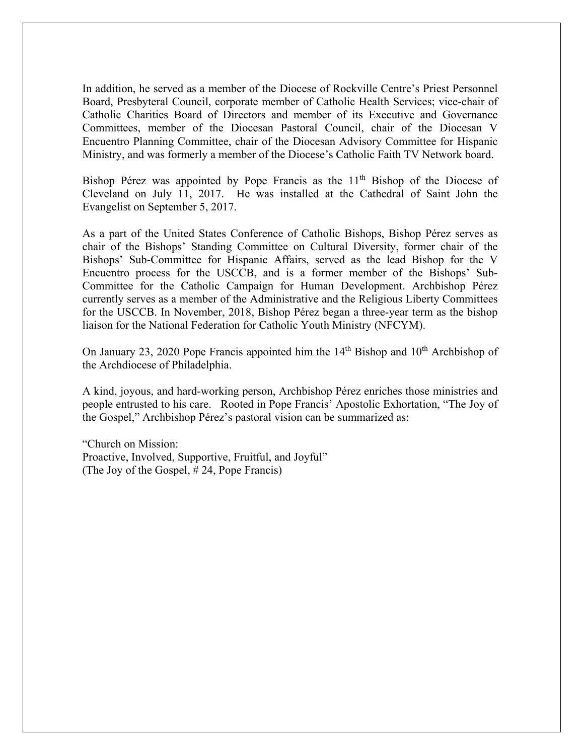In addition, he served as a member of the Diocese of Rockville Centre's Priest Personnel Board, Presbyteral Council, corporate member of Catholic Health Services; vice-chair of Catholic Charities Board of Directors and member of its Executive and Governance Committees, member of the Diocesan Pastoral Council, chair of the Diocesan V Encuentro Planning Committee, chair of the Diocesan Advisory Committee for Hispanic Ministry, and was formerly a member of the Diocese's Catholic Faith TV Network board.

Bishop Pérez was appointed by Pope Francis as the 11th Bishop of the Diocese of Cleveland on July 11, 2017. He was installed at the Cathedral of Saint John the Evangelist on September 5, 2017.

As a part of the United States Conference of Catholic Bishops, Bishop Pérez serves as chair of the Bishops' Standing Committee on Cultural Diversity, former chair of the Bishops' Sub-Committee for Hispanic Affairs, served as the lead Bishop for the V Encuentro process for the USCCB, and is a former member of the Bishops' Sub-Committee for the Catholic Campaign for Human Development. Archbishop Pérez currently serves as a member of the Administrative and the Religious Liberty Committees for the USCCB. In November, 2018, Bishop Pérez began a three-year term as the bishop liaison for the National Federation for Catholic Youth Ministry (NFCYM).

On January 23, 2020 Pope Francis appointed him the 14th Bishop and 10th Archbishop of the Archdiocese of Philadelphia.

A kind, joyous, and hard-working person, Archbishop Pérez enriches those ministries and people entrusted to his care. Rooted in Pope Francis' Apostolic Exhortation, "The Joy of the Gospel," Archbishop Pérez's pastoral vision can be summarized as:

"Church on Mission:  
Proactive, Involved, Supportive, Fruitful, and Joyful"  
(The Joy of the Gospel, # 24, Pope Francis)